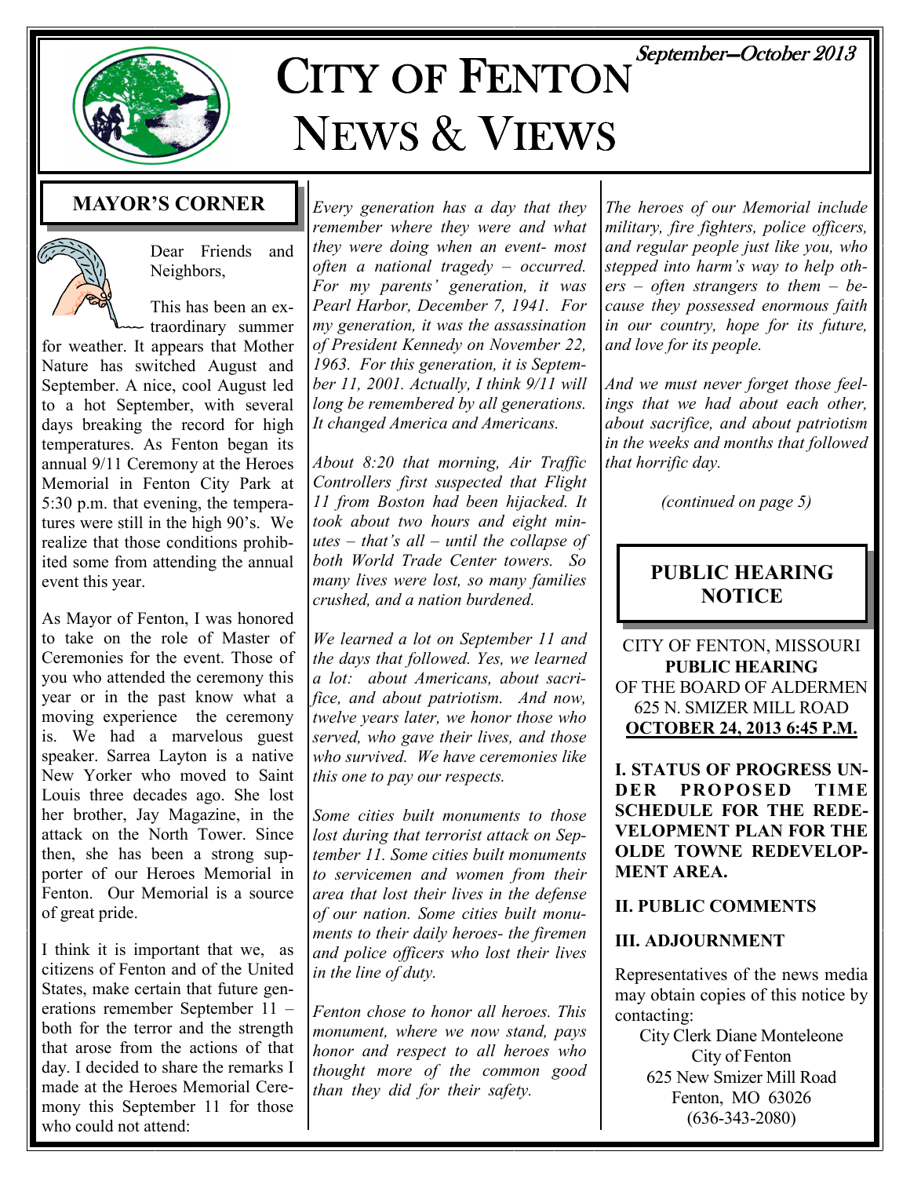# CITY OF FENTON NEWS & VIEWS

September—October 2013

## MAYOR'S CORNER

Dear Friends and Neighbors,

This has been an extraordinary summer for weather. It appears that Mother Nature has switched August and September. A nice, cool August led to a hot September, with several days breaking the record for high temperatures. As Fenton began its annual 9/11 Ceremony at the Heroes Memorial in Fenton City Park at 5:30 p.m. that evening, the temperatures were still in the high 90's. We realize that those conditions prohibited some from attending the annual event this year.

As Mayor of Fenton, I was honored to take on the role of Master of Ceremonies for the event. Those of you who attended the ceremony this year or in the past know what a moving experience the ceremony is. We had a marvelous guest speaker. Sarrea Layton is a native New Yorker who moved to Saint Louis three decades ago. She lost her brother, Jay Magazine, in the attack on the North Tower. Since then, she has been a strong supporter of our Heroes Memorial in Fenton. Our Memorial is a source of great pride.

I think it is important that we, as citizens of Fenton and of the United States, make certain that future generations remember September 11 – both for the terror and the strength that arose from the actions of that day. I decided to share the remarks I made at the Heroes Memorial Ceremony this September 11 for those who could not attend:

*Every generation has a day that they remember where they were and what they were doing when an event- most often a national tragedy – occurred. For my parents' generation, it was Pearl Harbor, December 7, 1941. For my generation, it was the assassination of President Kennedy on November 22, 1963. For this generation, it is September 11, 2001. Actually, I think 9/11 will long be remembered by all generations. It changed America and Americans.*

*About 8:20 that morning, Air Traffic Controllers first suspected that Flight 11 from Boston had been hijacked. It took about two hours and eight minutes – that's all – until the collapse of both World Trade Center towers. So many lives were lost, so many families crushed, and a nation burdened.*

*We learned a lot on September 11 and the days that followed. Yes, we learned a lot: about Americans, about sacrifice, and about patriotism. And now, twelve years later, we honor those who served, who gave their lives, and those who survived. We have ceremonies like this one to pay our respects.*

*Some cities built monuments to those lost during that terrorist attack on September 11. Some cities built monuments to servicemen and women from their area that lost their lives in the defense of our nation. Some cities built monuments to their daily heroes- the firemen and police officers who lost their lives in the line of duty.*

*Fenton chose to honor all heroes. This monument, where we now stand, pays honor and respect to all heroes who thought more of the common good than they did for their safety.*

*The heroes of our Memorial include military, fire fighters, police officers, and regular people just like you, who stepped into harm's way to help others – often strangers to them – because they possessed enormous faith in our country, hope for its future, and love for its people.*

*And we must never forget those feelings that we had about each other, about sacrifice, and about patriotism in the weeks and months that followed that horrific day.*

*(continued on page 5)*

## PUBLIC HEARING NOTICE

CITY OF FENTON, MISSOURI
**PUBLIC HEARING**
OF THE BOARD OF ALDERMEN
625 N. SMIZER MILL ROAD
**OCTOBER 24, 2013 6:45 P.M.**

**I. STATUS OF PROGRESS UNDER PROPOSED TIME SCHEDULE FOR THE REDEVELOPMENT PLAN FOR THE OLDE TOWNE REDEVELOPMENT AREA.**

**II. PUBLIC COMMENTS**

**III. ADJOURNMENT**

Representatives of the news media may obtain copies of this notice by contacting:

City Clerk Diane Monteleone
City of Fenton
625 New Smizer Mill Road
Fenton, MO 63026
(636-343-2080)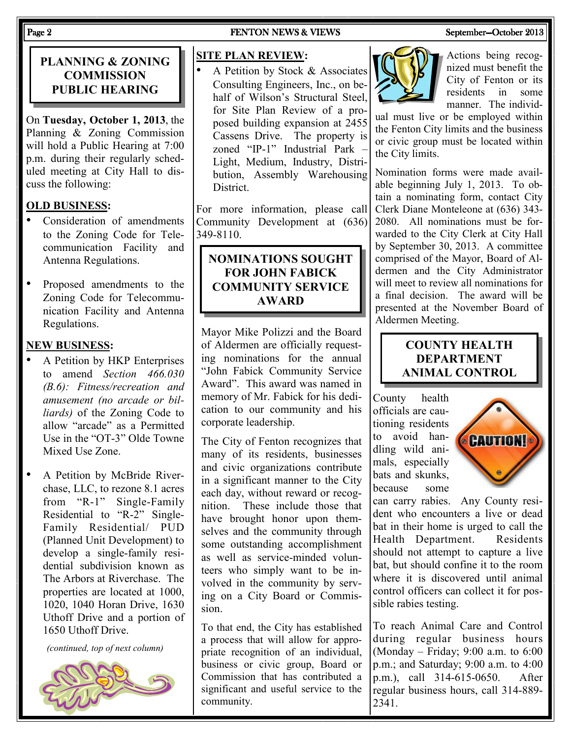## PLANNING & ZONING COMMISSION PUBLIC HEARING

On **Tuesday, October 1, 2013**, the Planning & Zoning Commission will hold a Public Hearing at 7:00 p.m. during their regularly scheduled meeting at City Hall to discuss the following:

**OLD BUSINESS:**

- Consideration of amendments to the Zoning Code for Telecommunication Facility and Antenna Regulations.
- Proposed amendments to the Zoning Code for Telecommunication Facility and Antenna Regulations.

**NEW BUSINESS:**

- A Petition by HKP Enterprises to amend *Section 466.030 (B.6): Fitness/recreation and amusement (no arcade or billiards)* of the Zoning Code to allow "arcade" as a Permitted Use in the "OT-3" Olde Towne Mixed Use Zone.
- A Petition by McBride Riverchase, LLC, to rezone 8.1 acres from "R-1" Single-Family Residential to "R-2" Single-Family Residential/ PUD (Planned Unit Development) to develop a single-family residential subdivision known as The Arbors at Riverchase. The properties are located at 1000, 1020, 1040 Horan Drive, 1630 Uthoff Drive and a portion of 1650 Uthoff Drive.

*(continued, top of next column)*

**SITE PLAN REVIEW:**

- A Petition by Stock & Associates Consulting Engineers, Inc., on behalf of Wilson's Structural Steel, for Site Plan Review of a proposed building expansion at 2455 Cassens Drive. The property is zoned "IP-1" Industrial Park – Light, Medium, Industry, Distribution, Assembly Warehousing District.

For more information, please call Community Development at (636) 349-8110.

## NOMINATIONS SOUGHT FOR JOHN FABICK COMMUNITY SERVICE AWARD

Mayor Mike Polizzi and the Board of Aldermen are officially requesting nominations for the annual "John Fabick Community Service Award". This award was named in memory of Mr. Fabick for his dedication to our community and his corporate leadership.

The City of Fenton recognizes that many of its residents, businesses and civic organizations contribute in a significant manner to the City each day, without reward or recognition. These include those that have brought honor upon themselves and the community through some outstanding accomplishment as well as service-minded volunteers who simply want to be involved in the community by serving on a City Board or Commission.

To that end, the City has established a process that will allow for appropriate recognition of an individual, business or civic group, Board or Commission that has contributed a significant and useful service to the community.

Actions being recognized must benefit the City of Fenton or its residents in some manner. The individual must live or be employed within the Fenton City limits and the business or civic group must be located within the City limits.

Nomination forms were made available beginning July 1, 2013. To obtain a nominating form, contact City Clerk Diane Monteleone at (636) 343-2080. All nominations must be forwarded to the City Clerk at City Hall by September 30, 2013. A committee comprised of the Mayor, Board of Aldermen and the City Administrator will meet to review all nominations for a final decision. The award will be presented at the November Board of Aldermen Meeting.

## COUNTY HEALTH DEPARTMENT ANIMAL CONTROL

County health officials are cautioning residents to avoid handling wild animals, especially bats and skunks, because some can carry rabies. Any County resident who encounters a live or dead bat in their home is urged to call the Health Department. Residents should not attempt to capture a live bat, but should confine it to the room where it is discovered until animal control officers can collect it for possible rabies testing.

To reach Animal Care and Control during regular business hours (Monday – Friday; 9:00 a.m. to 6:00 p.m.; and Saturday; 9:00 a.m. to 4:00 p.m.), call 314-615-0650. After regular business hours, call 314-889-2341.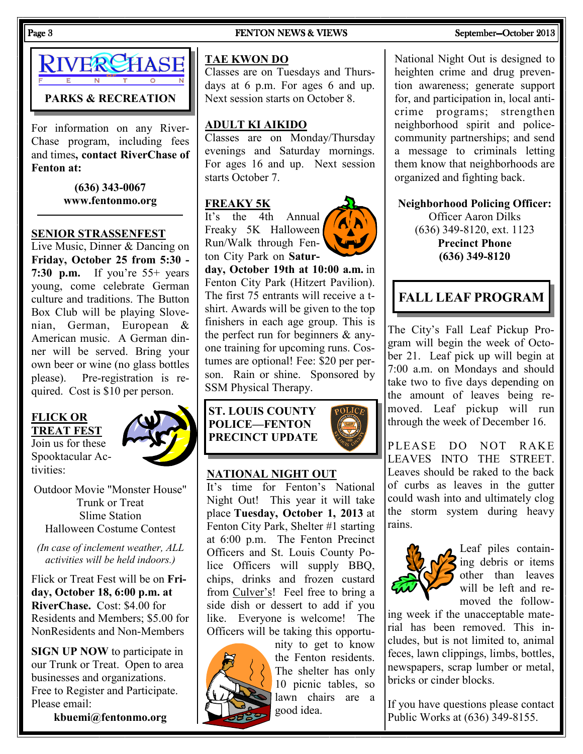## RIVERCHASE FENTON PARKS & RECREATION

For information on any RiverChase program, including fees and times, **contact RiverChase of Fenton at:**

**(636) 343-0067**
**www.fentonmo.org**

### SENIOR STRASSENFEST

Live Music, Dinner & Dancing on **Friday, October 25 from 5:30 - 7:30 p.m.** If you're 55+ years young, come celebrate German culture and traditions. The Button Box Club will be playing Slovenian, German, European & American music. A German dinner will be served. Bring your own beer or wine (no glass bottles please). Pre-registration is required. Cost is $10 per person.

### FLICK OR TREAT FEST

Join us for these Spooktacular Activities:

Outdoor Movie "Monster House"
Trunk or Treat
Slime Station
Halloween Costume Contest

*(In case of inclement weather, ALL activities will be held indoors.)*

Flick or Treat Fest will be on **Friday, October 18, 6:00 p.m. at RiverChase.** Cost: $4.00 for Residents and Members; $5.00 for NonResidents and Non-Members

**SIGN UP NOW** to participate in our Trunk or Treat. Open to area businesses and organizations. Free to Register and Participate. Please email:

**kbuemi@fentonmo.org**

### TAE KWON DO

Classes are on Tuesdays and Thursdays at 6 p.m. For ages 6 and up. Next session starts on October 8.

### ADULT KI AIKIDO

Classes are on Monday/Thursday evenings and Saturday mornings. For ages 16 and up. Next session starts October 7.

### FREAKY 5K

It's the 4th Annual Freaky 5K Halloween Run/Walk through Fenton City Park on **Saturday, October 19th at 10:00 a.m.** in Fenton City Park (Hitzert Pavilion). The first 75 entrants will receive a t-shirt. Awards will be given to the top finishers in each age group. This is the perfect run for beginners & anyone training for upcoming runs. Costumes are optional! Fee: $20 per person. Rain or shine. Sponsored by SSM Physical Therapy.

## ST. LOUIS COUNTY POLICE—FENTON PRECINCT UPDATE

### NATIONAL NIGHT OUT

It's time for Fenton's National Night Out! This year it will take place **Tuesday, October 1, 2013** at Fenton City Park, Shelter #1 starting at 6:00 p.m. The Fenton Precinct Officers and St. Louis County Police Officers will supply BBQ, chips, drinks and frozen custard from Culver's! Feel free to bring a side dish or dessert to add if you like. Everyone is welcome! The Officers will be taking this opportunity to get to know the Fenton residents. The shelter has only 10 picnic tables, so lawn chairs are a good idea.

National Night Out is designed to heighten crime and drug prevention awareness; generate support for, and participation in, local anti-crime programs; strengthen neighborhood spirit and police-community partnerships; and send a message to criminals letting them know that neighborhoods are organized and fighting back.

**Neighborhood Policing Officer:**
Officer Aaron Dilks
(636) 349-8120, ext. 1123
**Precinct Phone**
**(636) 349-8120**

## FALL LEAF PROGRAM

The City's Fall Leaf Pickup Program will begin the week of October 21. Leaf pick up will begin at 7:00 a.m. on Mondays and should take two to five days depending on the amount of leaves being removed. Leaf pickup will run through the week of December 16.

PLEASE DO NOT RAKE LEAVES INTO THE STREET. Leaves should be raked to the back of curbs as leaves in the gutter could wash into and ultimately clog the storm system during heavy rains.

Leaf piles containing debris or items other than leaves will be left and removed the following week if the unacceptable material has been removed. This includes, but is not limited to, animal feces, lawn clippings, limbs, bottles, newspapers, scrap lumber or metal, bricks or cinder blocks.

If you have questions please contact Public Works at (636) 349-8155.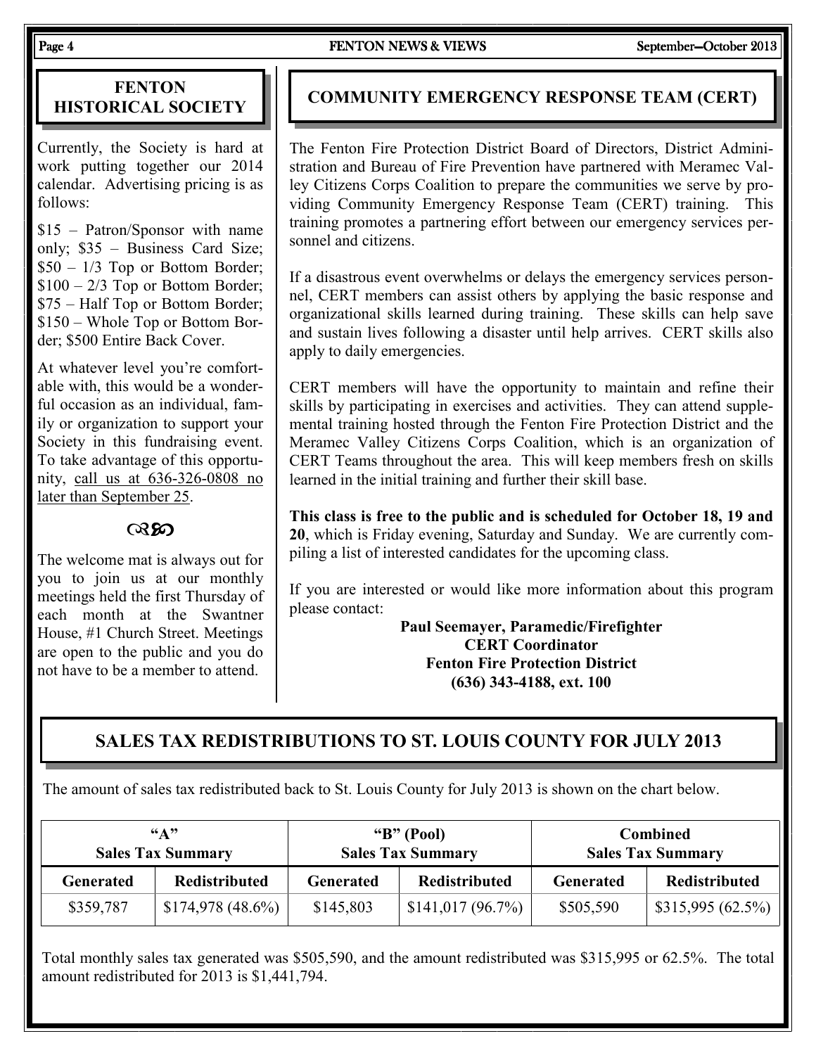## FENTON HISTORICAL SOCIETY

Currently, the Society is hard at work putting together our 2014 calendar. Advertising pricing is as follows:

$15 – Patron/Sponsor with name only; $35 – Business Card Size; $50 – 1/3 Top or Bottom Border; $100 – 2/3 Top or Bottom Border; $75 – Half Top or Bottom Border; $150 – Whole Top or Bottom Border; $500 Entire Back Cover.

At whatever level you're comfortable with, this would be a wonderful occasion as an individual, family or organization to support your Society in this fundraising event. To take advantage of this opportunity, call us at 636-326-0808 no later than September 25.

ↂ

The welcome mat is always out for you to join us at our monthly meetings held the first Thursday of each month at the Swantner House, #1 Church Street. Meetings are open to the public and you do not have to be a member to attend.

## COMMUNITY EMERGENCY RESPONSE TEAM (CERT)

The Fenton Fire Protection District Board of Directors, District Administration and Bureau of Fire Prevention have partnered with Meramec Valley Citizens Corps Coalition to prepare the communities we serve by providing Community Emergency Response Team (CERT) training. This training promotes a partnering effort between our emergency services personnel and citizens.

If a disastrous event overwhelms or delays the emergency services personnel, CERT members can assist others by applying the basic response and organizational skills learned during training. These skills can help save and sustain lives following a disaster until help arrives. CERT skills also apply to daily emergencies.

CERT members will have the opportunity to maintain and refine their skills by participating in exercises and activities. They can attend supplemental training hosted through the Fenton Fire Protection District and the Meramec Valley Citizens Corps Coalition, which is an organization of CERT Teams throughout the area. This will keep members fresh on skills learned in the initial training and further their skill base.

**This class is free to the public and is scheduled for October 18, 19 and 20**, which is Friday evening, Saturday and Sunday. We are currently compiling a list of interested candidates for the upcoming class.

If you are interested or would like more information about this program please contact:

**Paul Seemayer, Paramedic/Firefighter**
**CERT Coordinator**
**Fenton Fire Protection District**
**(636) 343-4188, ext. 100**

## SALES TAX REDISTRIBUTIONS TO ST. LOUIS COUNTY FOR JULY 2013

The amount of sales tax redistributed back to St. Louis County for July 2013 is shown on the chart below.

| "A" Sales Tax Summary | | "B" (Pool) Sales Tax Summary | | Combined Sales Tax Summary | |
|---|---|---|---|---|---|
| **Generated** | **Redistributed** | **Generated** | **Redistributed** | **Generated** | **Redistributed** |
| $359,787 | $174,978 (48.6%) | $145,803 | $141,017 (96.7%) | $505,590 | $315,995 (62.5%) |

Total monthly sales tax generated was $505,590, and the amount redistributed was $315,995 or 62.5%. The total amount redistributed for 2013 is $1,441,794.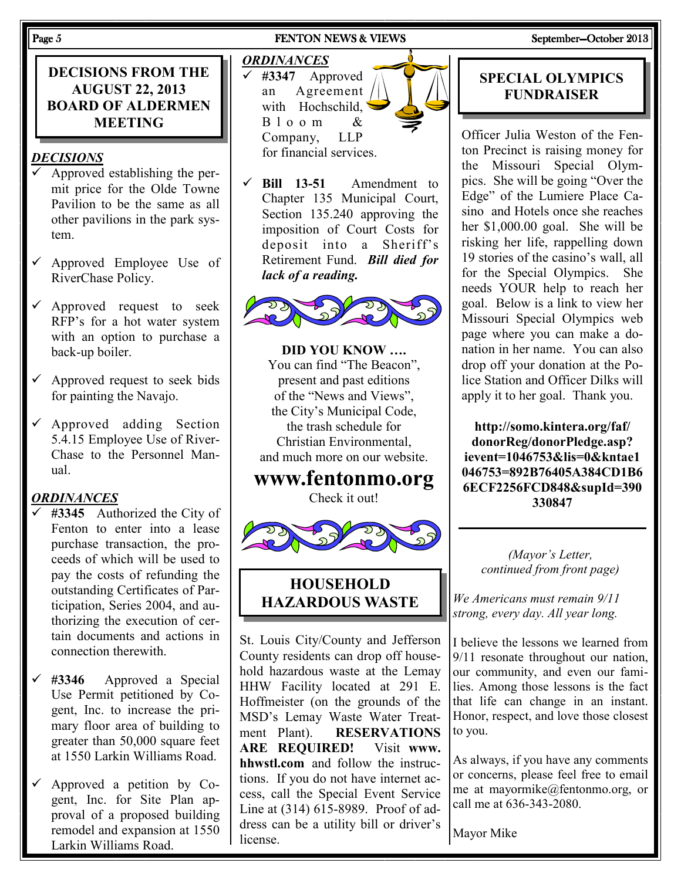## DECISIONS FROM THE AUGUST 22, 2013 BOARD OF ALDERMEN MEETING

### *DECISIONS*

- ✓ Approved establishing the permit price for the Olde Towne Pavilion to be the same as all other pavilions in the park system.
- ✓ Approved Employee Use of RiverChase Policy.
- ✓ Approved request to seek RFP's for a hot water system with an option to purchase a back-up boiler.
- ✓ Approved request to seek bids for painting the Navajo.
- ✓ Approved adding Section 5.4.15 Employee Use of RiverChase to the Personnel Manual.

### *ORDINANCES*

- ✓ **#3345** Authorized the City of Fenton to enter into a lease purchase transaction, the proceeds of which will be used to pay the costs of refunding the outstanding Certificates of Participation, Series 2004, and authorizing the execution of certain documents and actions in connection therewith.
- ✓ **#3346** Approved a Special Use Permit petitioned by Cogent, Inc. to increase the primary floor area of building to greater than 50,000 square feet at 1550 Larkin Williams Road.
- ✓ Approved a petition by Cogent, Inc. for Site Plan approval of a proposed building remodel and expansion at 1550 Larkin Williams Road.

### *ORDINANCES*

- ✓ **#3347** Approved an Agreement with Hochschild, Bloom & Company, LLP for financial services.
- ✓ **Bill 13-51** Amendment to Chapter 135 Municipal Court, Section 135.240 approving the imposition of Court Costs for deposit into a Sheriff's Retirement Fund. ***Bill died for lack of a reading.***

**DID YOU KNOW ….**

You can find "The Beacon", present and past editions of the "News and Views", the City's Municipal Code, the trash schedule for Christian Environmental, and much more on our website.

# www.fentonmo.org

Check it out!

## HOUSEHOLD HAZARDOUS WASTE

St. Louis City/County and Jefferson County residents can drop off household hazardous waste at the Lemay HHW Facility located at 291 E. Hoffmeister (on the grounds of the MSD's Lemay Waste Water Treatment Plant). **RESERVATIONS ARE REQUIRED!** Visit **www.hhwstl.com** and follow the instructions. If you do not have internet access, call the Special Event Service Line at (314) 615-8989. Proof of address can be a utility bill or driver's license.

## SPECIAL OLYMPICS FUNDRAISER

Officer Julia Weston of the Fenton Precinct is raising money for the Missouri Special Olympics. She will be going "Over the Edge" of the Lumiere Place Casino and Hotels once she reaches her $1,000.00 goal. She will be risking her life, rappelling down 19 stories of the casino's wall, all for the Special Olympics. She needs YOUR help to reach her goal. Below is a link to view her Missouri Special Olympics web page where you can make a donation in her name. You can also drop off your donation at the Police Station and Officer Dilks will apply it to her goal. Thank you.

**http://somo.kintera.org/faf/donorReg/donorPledge.asp?ievent=1046753&lis=0&kntae1046753=892B76405A384CD1B66ECF2256FCD848&supId=390330847**

---

*(Mayor's Letter, continued from front page)*

*We Americans must remain 9/11 strong, every day. All year long.*

I believe the lessons we learned from 9/11 resonate throughout our nation, our community, and even our families. Among those lessons is the fact that life can change in an instant. Honor, respect, and love those closest to you.

As always, if you have any comments or concerns, please feel free to email me at mayormike@fentonmo.org, or call me at 636-343-2080.

Mayor Mike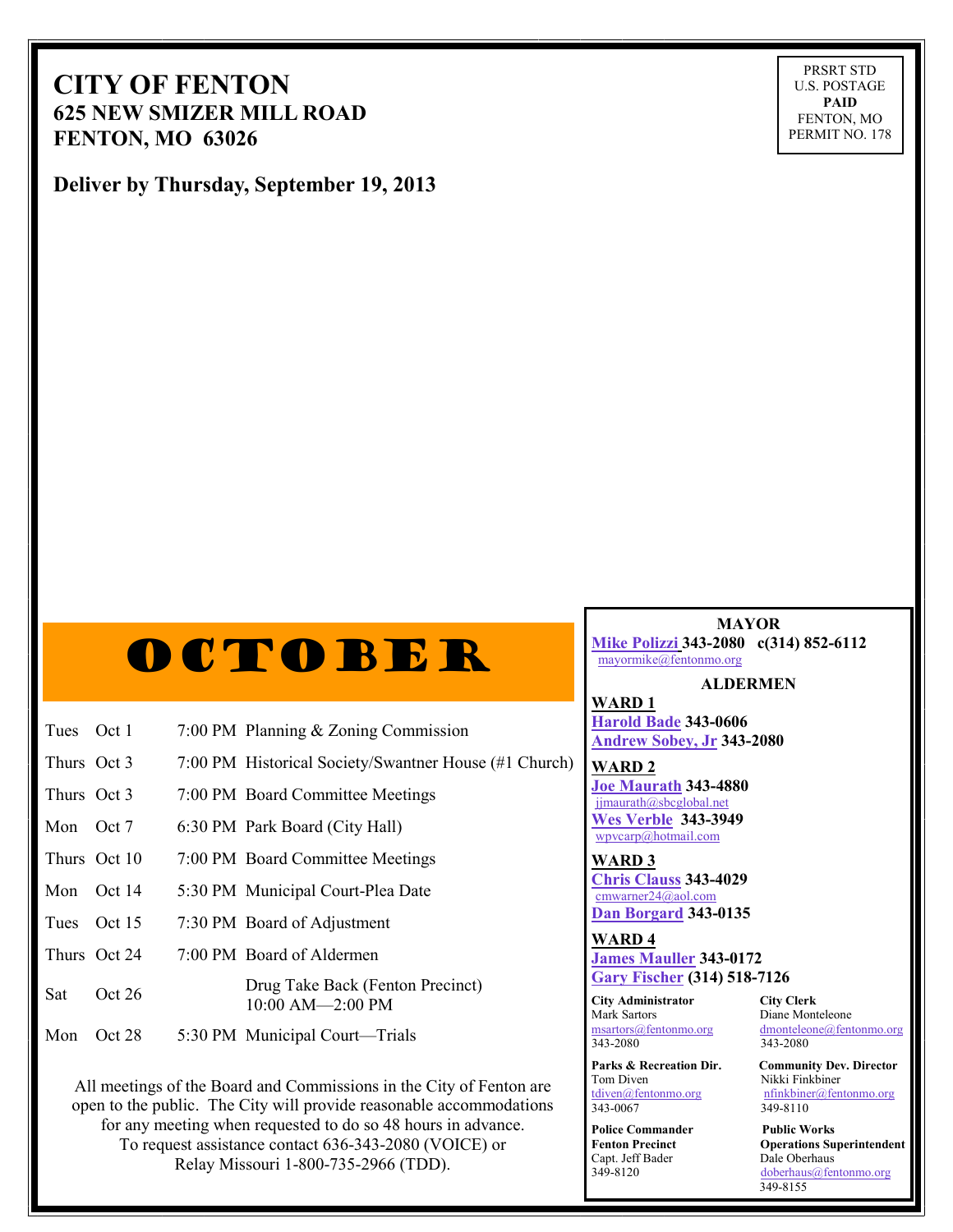# CITY OF FENTON
## 625 NEW SMIZER MILL ROAD
## FENTON, MO 63026

PRSRT STD
U.S. POSTAGE
**PAID**
FENTON, MO
PERMIT NO. 178

**Deliver by Thursday, September 19, 2013**

# OCTOBER

| | | | |
|---|---|---|---|
| Tues | Oct 1 | 7:00 PM | Planning & Zoning Commission |
| Thurs | Oct 3 | 7:00 PM | Historical Society/Swantner House (#1 Church) |
| Thurs | Oct 3 | 7:00 PM | Board Committee Meetings |
| Mon | Oct 7 | 6:30 PM | Park Board (City Hall) |
| Thurs | Oct 10 | 7:00 PM | Board Committee Meetings |
| Mon | Oct 14 | 5:30 PM | Municipal Court-Plea Date |
| Tues | Oct 15 | 7:30 PM | Board of Adjustment |
| Thurs | Oct 24 | 7:00 PM | Board of Aldermen |
| Sat | Oct 26 | | Drug Take Back (Fenton Precinct) 10:00 AM—2:00 PM |
| Mon | Oct 28 | 5:30 PM | Municipal Court—Trials |

All meetings of the Board and Commissions in the City of Fenton are open to the public. The City will provide reasonable accommodations for any meeting when requested to do so 48 hours in advance. To request assistance contact 636-343-2080 (VOICE) or Relay Missouri 1-800-735-2966 (TDD).

**MAYOR**

**Mike Polizzi 343-2080 c(314) 852-6112**
mayormike@fentonmo.org

**ALDERMEN**

**WARD 1**
**Harold Bade 343-0606**
**Andrew Sobey, Jr 343-2080**

**WARD 2**
**Joe Maurath 343-4880**
jjmaurath@sbcglobal.net
**Wes Verble 343-3949**
wpvcarp@hotmail.com

**WARD 3**
**Chris Clauss 343-4029**
cmwarner24@aol.com
**Dan Borgard 343-0135**

**WARD 4**
**James Mauller 343-0172**
**Gary Fischer (314) 518-7126**

**City Administrator**
Mark Sartors
msartors@fentonmo.org
343-2080

**City Clerk**
Diane Monteleone
dmonteleone@fentonmo.org
343-2080

**Parks & Recreation Dir.**
Tom Diven
tdiven@fentonmo.org
343-0067

**Community Dev. Director**
Nikki Finkbiner
nfinkbiner@fentonmo.org
349-8110

**Police Commander Fenton Precinct**
Capt. Jeff Bader
349-8120

**Public Works Operations Superintendent**
Dale Oberhaus
doberhaus@fentonmo.org
349-8155